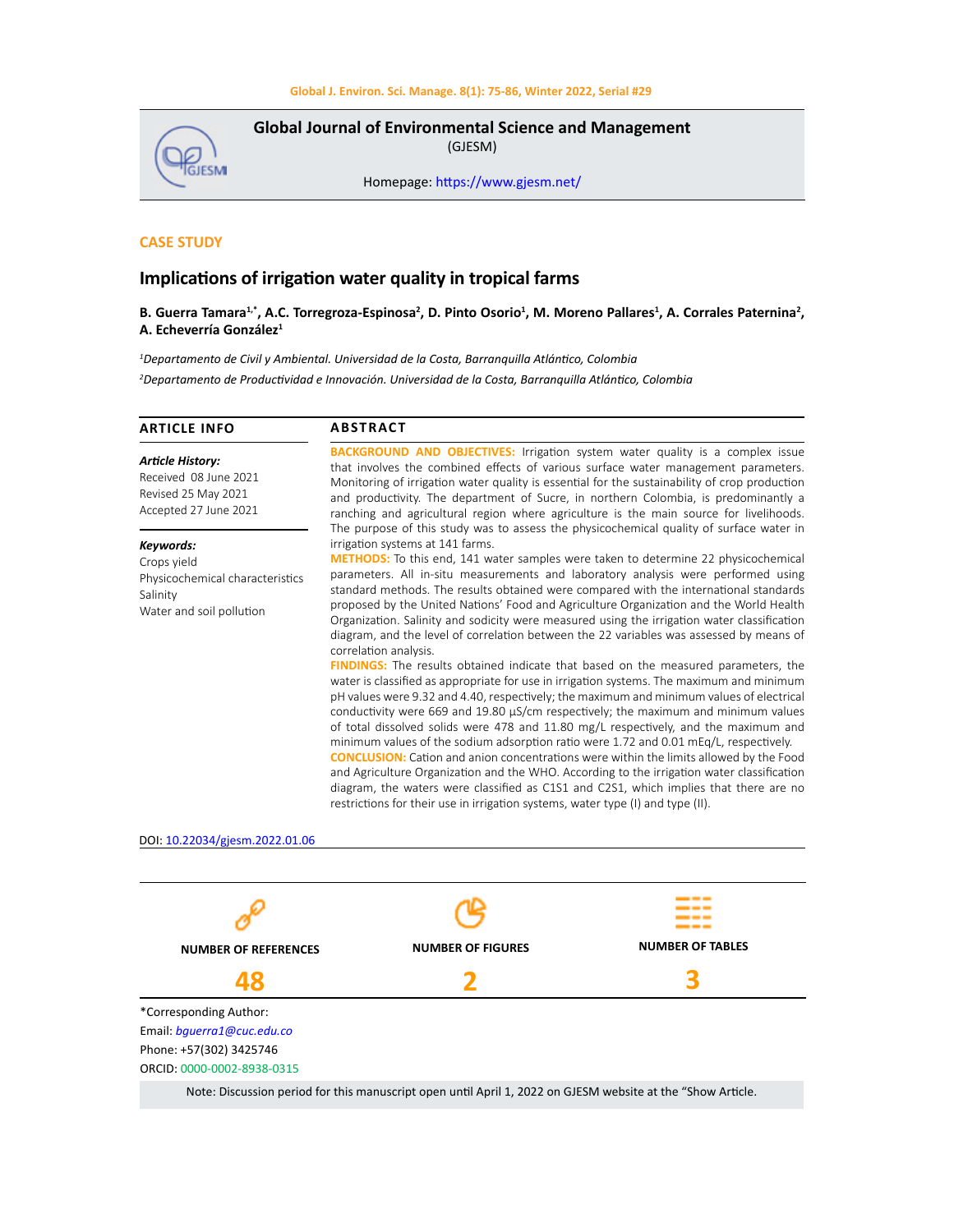# Global Journal of Environmental Science and Management

(GJESM)

Homepage: https://www.gjesm.net/

**CASE STUDY**

## Implications of irrigation water quality in tropical farms

**B. Guerra Tamara[1,*], A.C. Torregroza-Espinosa[2], D. Pinto Osorio[1], M. Moreno Pallares[1], A. Corrales Paternina[2], A. Echeverría González[1]**

[1]*Departamento de Civil y Ambiental. Universidad de la Costa, Barranquilla Atlántico, Colombia*

[2]*Departamento de Productividad e Innovación. Universidad de la Costa, Barranquilla Atlántico, Colombia*

### ARTICLE INFO

***Article History:***
Received 08 June 2021
Revised 25 May 2021
Accepted 27 June 2021

***Keywords:***
Crops yield
Physicochemical characteristics
Salinity
Water and soil pollution

### ABSTRACT

**BACKGROUND AND OBJECTIVES:** Irrigation system water quality is a complex issue that involves the combined effects of various surface water management parameters. Monitoring of irrigation water quality is essential for the sustainability of crop production and productivity. The department of Sucre, in northern Colombia, is predominantly a ranching and agricultural region where agriculture is the main source for livelihoods. The purpose of this study was to assess the physicochemical quality of surface water in irrigation systems at 141 farms.

**METHODS:** To this end, 141 water samples were taken to determine 22 physicochemical parameters. All in-situ measurements and laboratory analysis were performed using standard methods. The results obtained were compared with the international standards proposed by the United Nations' Food and Agriculture Organization and the World Health Organization. Salinity and sodicity were measured using the irrigation water classification diagram, and the level of correlation between the 22 variables was assessed by means of correlation analysis.

**FINDINGS:** The results obtained indicate that based on the measured parameters, the water is classified as appropriate for use in irrigation systems. The maximum and minimum pH values were 9.32 and 4.40, respectively; the maximum and minimum values of electrical conductivity were 669 and 19.80 µS/cm respectively; the maximum and minimum values of total dissolved solids were 478 and 11.80 mg/L respectively, and the maximum and minimum values of the sodium adsorption ratio were 1.72 and 0.01 mEq/L, respectively.

**CONCLUSION:** Cation and anion concentrations were within the limits allowed by the Food and Agriculture Organization and the WHO. According to the irrigation water classification diagram, the waters were classified as C1S1 and C2S1, which implies that there are no restrictions for their use in irrigation systems, water type (I) and type (II).

DOI: 10.22034/gjesm.2022.01.06

| NUMBER OF REFERENCES | NUMBER OF FIGURES | NUMBER OF TABLES |
| --- | --- | --- |
| 48 | 2 | 3 |

*Corresponding Author:
Email: bguerra1@cuc.edu.co
Phone: +57(302) 3425746
ORCID: 0000-0002-8938-0315

Note: Discussion period for this manuscript open until April 1, 2022 on GJESM website at the "Show Article.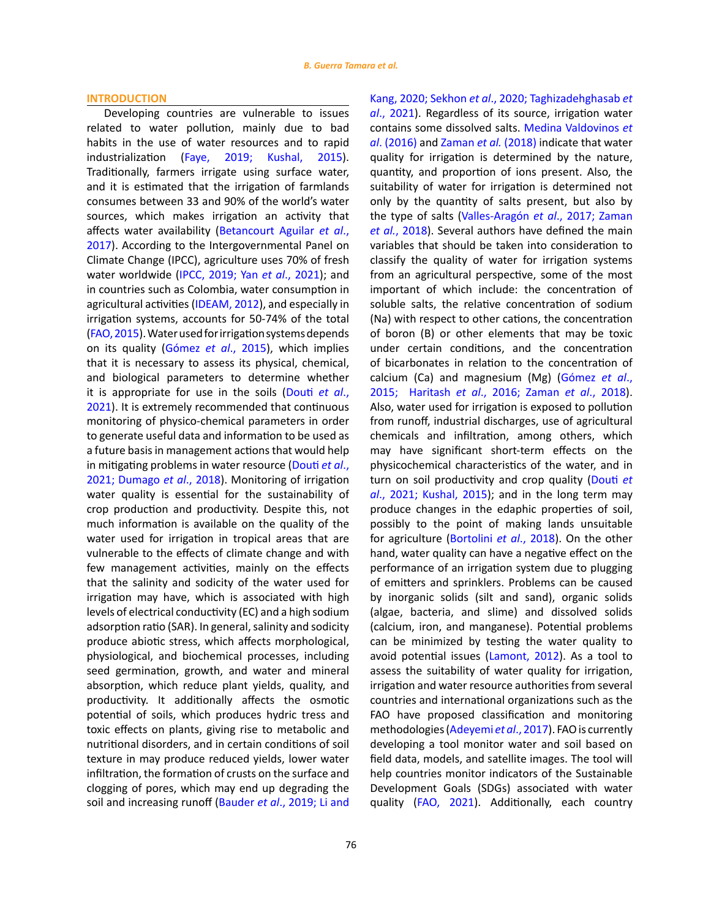## INTRODUCTION

Developing countries are vulnerable to issues related to water pollution, mainly due to bad habits in the use of water resources and to rapid industrialization (Faye, 2019; Kushal, 2015). Traditionally, farmers irrigate using surface water, and it is estimated that the irrigation of farmlands consumes between 33 and 90% of the world's water sources, which makes irrigation an activity that affects water availability (Betancourt Aguilar *et al*., 2017). According to the Intergovernmental Panel on Climate Change (IPCC), agriculture uses 70% of fresh water worldwide (IPCC, 2019; Yan *et al*., 2021); and in countries such as Colombia, water consumption in agricultural activities (IDEAM, 2012), and especially in irrigation systems, accounts for 50-74% of the total (FAO, 2015). Water used for irrigation systems depends on its quality (Gómez *et al*., 2015), which implies that it is necessary to assess its physical, chemical, and biological parameters to determine whether it is appropriate for use in the soils (Douti *et al*., 2021). It is extremely recommended that continuous monitoring of physico-chemical parameters in order to generate useful data and information to be used as a future basis in management actions that would help in mitigating problems in water resource (Douti *et al*., 2021; Dumago *et al*., 2018). Monitoring of irrigation water quality is essential for the sustainability of crop production and productivity. Despite this, not much information is available on the quality of the water used for irrigation in tropical areas that are vulnerable to the effects of climate change and with few management activities, mainly on the effects that the salinity and sodicity of the water used for irrigation may have, which is associated with high levels of electrical conductivity (EC) and a high sodium adsorption ratio (SAR). In general, salinity and sodicity produce abiotic stress, which affects morphological, physiological, and biochemical processes, including seed germination, growth, and water and mineral absorption, which reduce plant yields, quality, and productivity. It additionally affects the osmotic potential of soils, which produces hydric tress and toxic effects on plants, giving rise to metabolic and nutritional disorders, and in certain conditions of soil texture in may produce reduced yields, lower water infiltration, the formation of crusts on the surface and clogging of pores, which may end up degrading the soil and increasing runoff (Bauder *et al*., 2019; Li and Kang, 2020; Sekhon *et al*., 2020; Taghizadehghasab *et al*., 2021). Regardless of its source, irrigation water contains some dissolved salts. Medina Valdovinos *et al*. (2016) and Zaman *et al.* (2018) indicate that water quality for irrigation is determined by the nature, quantity, and proportion of ions present. Also, the suitability of water for irrigation is determined not only by the quantity of salts present, but also by the type of salts (Valles-Aragón *et al*., 2017; Zaman *et al.*, 2018). Several authors have defined the main variables that should be taken into consideration to classify the quality of water for irrigation systems from an agricultural perspective, some of the most important of which include: the concentration of soluble salts, the relative concentration of sodium (Na) with respect to other cations, the concentration of boron (B) or other elements that may be toxic under certain conditions, and the concentration of bicarbonates in relation to the concentration of calcium (Ca) and magnesium (Mg) (Gómez *et al*., 2015; Haritash *et al*., 2016; Zaman *et al*., 2018). Also, water used for irrigation is exposed to pollution from runoff, industrial discharges, use of agricultural chemicals and infiltration, among others, which may have significant short-term effects on the physicochemical characteristics of the water, and in turn on soil productivity and crop quality (Douti *et al*., 2021; Kushal, 2015); and in the long term may produce changes in the edaphic properties of soil, possibly to the point of making lands unsuitable for agriculture (Bortolini *et al*., 2018). On the other hand, water quality can have a negative effect on the performance of an irrigation system due to plugging of emitters and sprinklers. Problems can be caused by inorganic solids (silt and sand), organic solids (algae, bacteria, and slime) and dissolved solids (calcium, iron, and manganese). Potential problems can be minimized by testing the water quality to avoid potential issues (Lamont, 2012). As a tool to assess the suitability of water quality for irrigation, irrigation and water resource authorities from several countries and international organizations such as the FAO have proposed classification and monitoring methodologies (Adeyemi *et al*., 2017). FAO is currently developing a tool monitor water and soil based on field data, models, and satellite images. The tool will help countries monitor indicators of the Sustainable Development Goals (SDGs) associated with water quality (FAO, 2021). Additionally, each country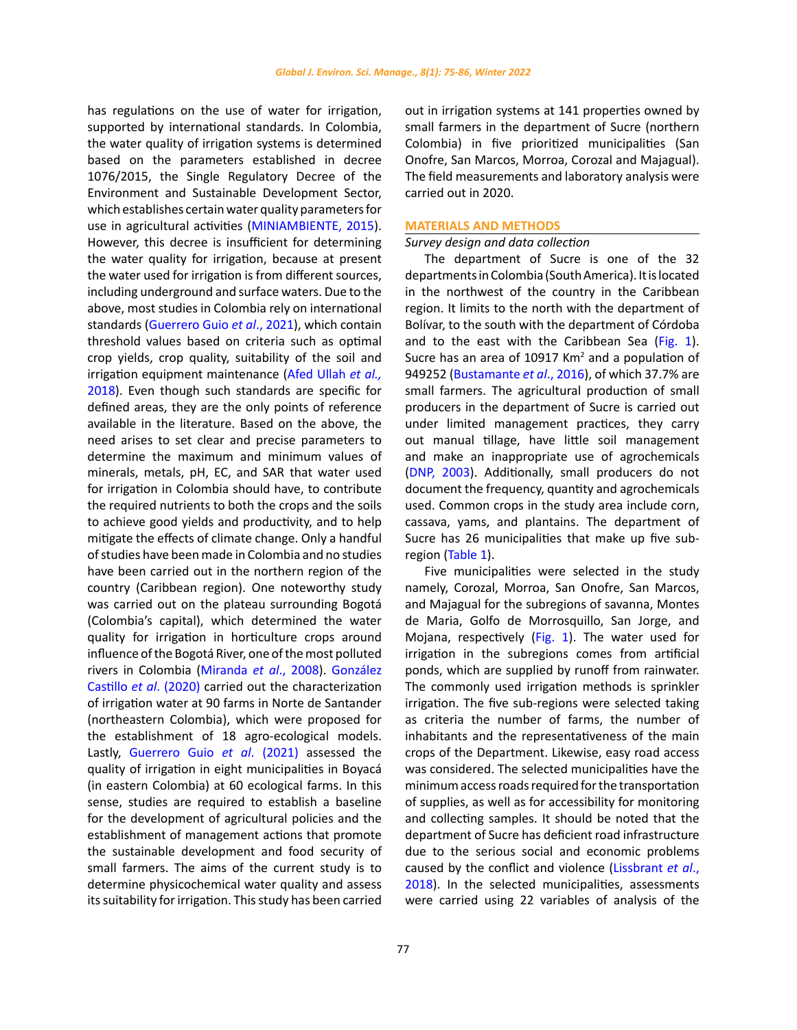has regulations on the use of water for irrigation, supported by international standards. In Colombia, the water quality of irrigation systems is determined based on the parameters established in decree 1076/2015, the Single Regulatory Decree of the Environment and Sustainable Development Sector, which establishes certain water quality parameters for use in agricultural activities (MINIAMBIENTE, 2015). However, this decree is insufficient for determining the water quality for irrigation, because at present the water used for irrigation is from different sources, including underground and surface waters. Due to the above, most studies in Colombia rely on international standards (Guerrero Guio *et al*., 2021), which contain threshold values based on criteria such as optimal crop yields, crop quality, suitability of the soil and irrigation equipment maintenance (Afed Ullah *et al.,* 2018). Even though such standards are specific for defined areas, they are the only points of reference available in the literature. Based on the above, the need arises to set clear and precise parameters to determine the maximum and minimum values of minerals, metals, pH, EC, and SAR that water used for irrigation in Colombia should have, to contribute the required nutrients to both the crops and the soils to achieve good yields and productivity, and to help mitigate the effects of climate change. Only a handful of studies have been made in Colombia and no studies have been carried out in the northern region of the country (Caribbean region). One noteworthy study was carried out on the plateau surrounding Bogotá (Colombia's capital), which determined the water quality for irrigation in horticulture crops around influence of the Bogotá River, one of the most polluted rivers in Colombia (Miranda *et al*., 2008). González Castillo *et al*. (2020) carried out the characterization of irrigation water at 90 farms in Norte de Santander (northeastern Colombia), which were proposed for the establishment of 18 agro-ecological models. Lastly, Guerrero Guio *et al*. (2021) assessed the quality of irrigation in eight municipalities in Boyacá (in eastern Colombia) at 60 ecological farms. In this sense, studies are required to establish a baseline for the development of agricultural policies and the establishment of management actions that promote the sustainable development and food security of small farmers. The aims of the current study is to determine physicochemical water quality and assess its suitability for irrigation. This study has been carried out in irrigation systems at 141 properties owned by small farmers in the department of Sucre (northern Colombia) in five prioritized municipalities (San Onofre, San Marcos, Morroa, Corozal and Majagual). The field measurements and laboratory analysis were carried out in 2020.

## MATERIALS AND METHODS

### *Survey design and data collection*

The department of Sucre is one of the 32 departments in Colombia (South America). It is located in the northwest of the country in the Caribbean region. It limits to the north with the department of Bolívar, to the south with the department of Córdoba and to the east with the Caribbean Sea (Fig. 1). Sucre has an area of 10917 Km$^2$ and a population of 949252 (Bustamante *et al*., 2016), of which 37.7% are small farmers. The agricultural production of small producers in the department of Sucre is carried out under limited management practices, they carry out manual tillage, have little soil management and make an inappropriate use of agrochemicals (DNP, 2003). Additionally, small producers do not document the frequency, quantity and agrochemicals used. Common crops in the study area include corn, cassava, yams, and plantains. The department of Sucre has 26 municipalities that make up five sub-region (Table 1).

Five municipalities were selected in the study namely, Corozal, Morroa, San Onofre, San Marcos, and Majagual for the subregions of savanna, Montes de Maria, Golfo de Morrosquillo, San Jorge, and Mojana, respectively (Fig. 1). The water used for irrigation in the subregions comes from artificial ponds, which are supplied by runoff from rainwater. The commonly used irrigation methods is sprinkler irrigation. The five sub-regions were selected taking as criteria the number of farms, the number of inhabitants and the representativeness of the main crops of the Department. Likewise, easy road access was considered. The selected municipalities have the minimum access roads required for the transportation of supplies, as well as for accessibility for monitoring and collecting samples. It should be noted that the department of Sucre has deficient road infrastructure due to the serious social and economic problems caused by the conflict and violence (Lissbrant *et al*., 2018). In the selected municipalities, assessments were carried using 22 variables of analysis of the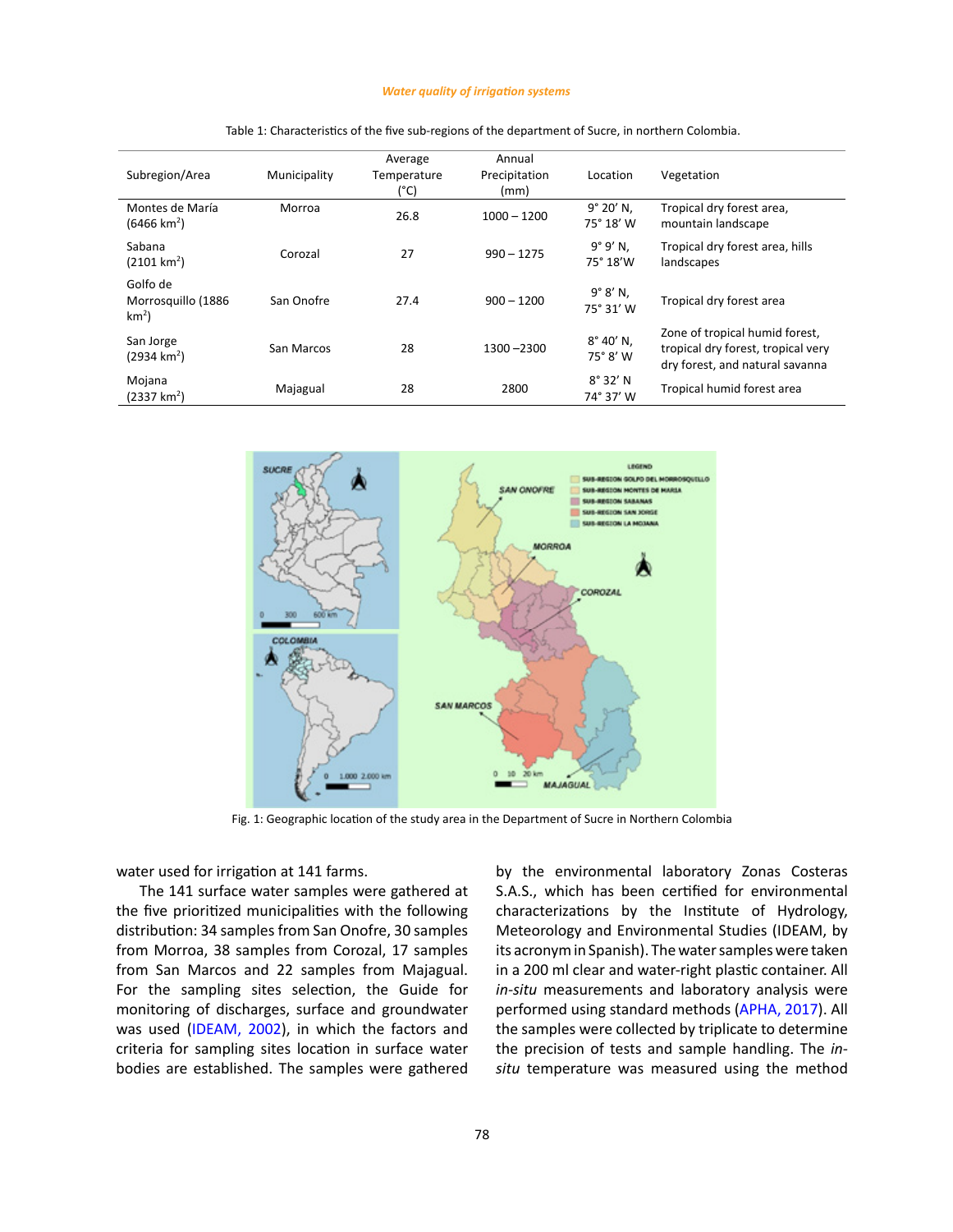Table 1: Characteristics of the five sub-regions of the department of Sucre, in northern Colombia.

| Subregion/Area | Municipality | Average Temperature (°C) | Annual Precipitation (mm) | Location | Vegetation |
|---|---|---|---|---|---|
| Montes de María (6466 km$^2$) | Morroa | 26.8 | 1000 – 1200 | 9° 20′ N, 75° 18′ W | Tropical dry forest area, mountain landscape |
| Sabana (2101 km$^2$) | Corozal | 27 | 990 – 1275 | 9° 9′ N, 75° 18′W | Tropical dry forest area, hills landscapes |
| Golfo de Morrosquillo (1886 km$^2$) | San Onofre | 27.4 | 900 – 1200 | 9° 8′ N, 75° 31′ W | Tropical dry forest area |
| San Jorge (2934 km$^2$) | San Marcos | 28 | 1300 –2300 | 8° 40′ N, 75° 8′ W | Zone of tropical humid forest, tropical dry forest, tropical very dry forest, and natural savanna |
| Mojana (2337 km$^2$) | Majagual | 28 | 2800 | 8° 32′ N 74° 37′ W | Tropical humid forest area |

Fig. 1: Geographic location of the study area in the Department of Sucre in Northern Colombia

water used for irrigation at 141 farms.

The 141 surface water samples were gathered at the five prioritized municipalities with the following distribution: 34 samples from San Onofre, 30 samples from Morroa, 38 samples from Corozal, 17 samples from San Marcos and 22 samples from Majagual. For the sampling sites selection, the Guide for monitoring of discharges, surface and groundwater was used (IDEAM, 2002), in which the factors and criteria for sampling sites location in surface water bodies are established. The samples were gathered by the environmental laboratory Zonas Costeras S.A.S., which has been certified for environmental characterizations by the Institute of Hydrology, Meteorology and Environmental Studies (IDEAM, by its acronym in Spanish). The water samples were taken in a 200 ml clear and water-right plastic container. All *in-situ* measurements and laboratory analysis were performed using standard methods (APHA, 2017). All the samples were collected by triplicate to determine the precision of tests and sample handling. The *in-situ* temperature was measured using the method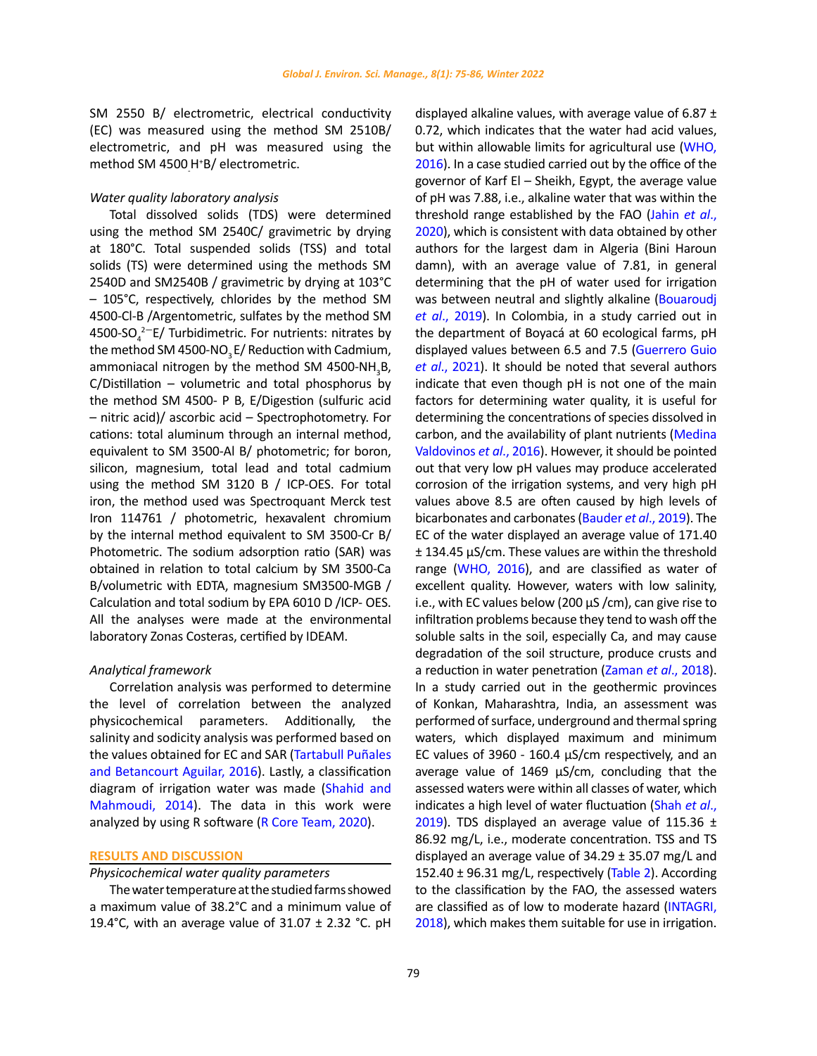SM 2550 B/ electrometric, electrical conductivity (EC) was measured using the method SM 2510B/ electrometric, and pH was measured using the method SM 4500 $H^+$B/ electrometric.

### *Water quality laboratory analysis*

Total dissolved solids (TDS) were determined using the method SM 2540C/ gravimetric by drying at 180°C. Total suspended solids (TSS) and total solids (TS) were determined using the methods SM 2540D and SM2540B / gravimetric by drying at 103°C – 105°C, respectively, chlorides by the method SM 4500-Cl-B /Argentometric, sulfates by the method SM 4500-$SO_4^{2-}$E/ Turbidimetric. For nutrients: nitrates by the method SM 4500-$NO_3$ E/ Reduction with Cadmium, ammoniacal nitrogen by the method SM 4500-$NH_3$B, C/Distillation – volumetric and total phosphorus by the method SM 4500- P B, E/Digestion (sulfuric acid – nitric acid)/ ascorbic acid – Spectrophotometry. For cations: total aluminum through an internal method, equivalent to SM 3500-Al B/ photometric; for boron, silicon, magnesium, total lead and total cadmium using the method SM 3120 B / ICP-OES. For total iron, the method used was Spectroquant Merck test Iron 114761 / photometric, hexavalent chromium by the internal method equivalent to SM 3500-Cr B/ Photometric. The sodium adsorption ratio (SAR) was obtained in relation to total calcium by SM 3500-Ca B/volumetric with EDTA, magnesium SM3500-MGB / Calculation and total sodium by EPA 6010 D /ICP- OES. All the analyses were made at the environmental laboratory Zonas Costeras, certified by IDEAM.

### *Analytical framework*

Correlation analysis was performed to determine the level of correlation between the analyzed physicochemical parameters. Additionally, the salinity and sodicity analysis was performed based on the values obtained for EC and SAR (Tartabull Puñales and Betancourt Aguilar, 2016). Lastly, a classification diagram of irrigation water was made (Shahid and Mahmoudi, 2014). The data in this work were analyzed by using R software (R Core Team, 2020).

## RESULTS AND DISCUSSION

### *Physicochemical water quality parameters*

The water temperature at the studied farms showed a maximum value of 38.2°C and a minimum value of 19.4°C, with an average value of 31.07 ± 2.32 °C. pH displayed alkaline values, with average value of 6.87 ± 0.72, which indicates that the water had acid values, but within allowable limits for agricultural use (WHO, 2016). In a case studied carried out by the office of the governor of Karf El – Sheikh, Egypt, the average value of pH was 7.88, i.e., alkaline water that was within the threshold range established by the FAO (Jahin *et al*., 2020), which is consistent with data obtained by other authors for the largest dam in Algeria (Bini Haroun damn), with an average value of 7.81, in general determining that the pH of water used for irrigation was between neutral and slightly alkaline (Bouaroudj *et al*., 2019). In Colombia, in a study carried out in the department of Boyacá at 60 ecological farms, pH displayed values between 6.5 and 7.5 (Guerrero Guio *et al*., 2021). It should be noted that several authors indicate that even though pH is not one of the main factors for determining water quality, it is useful for determining the concentrations of species dissolved in carbon, and the availability of plant nutrients (Medina Valdovinos *et al*., 2016). However, it should be pointed out that very low pH values may produce accelerated corrosion of the irrigation systems, and very high pH values above 8.5 are often caused by high levels of bicarbonates and carbonates (Bauder *et al*., 2019). The EC of the water displayed an average value of 171.40 ± 134.45 µS/cm. These values are within the threshold range (WHO, 2016), and are classified as water of excellent quality. However, waters with low salinity, i.e., with EC values below (200 µS /cm), can give rise to infiltration problems because they tend to wash off the soluble salts in the soil, especially Ca, and may cause degradation of the soil structure, produce crusts and a reduction in water penetration (Zaman *et al*., 2018). In a study carried out in the geothermic provinces of Konkan, Maharashtra, India, an assessment was performed of surface, underground and thermal spring waters, which displayed maximum and minimum EC values of 3960 - 160.4 µS/cm respectively, and an average value of 1469 µS/cm, concluding that the assessed waters were within all classes of water, which indicates a high level of water fluctuation (Shah *et al*., 2019). TDS displayed an average value of 115.36 ± 86.92 mg/L, i.e., moderate concentration. TSS and TS displayed an average value of 34.29 ± 35.07 mg/L and 152.40 ± 96.31 mg/L, respectively (Table 2). According to the classification by the FAO, the assessed waters are classified as of low to moderate hazard (INTAGRI, 2018), which makes them suitable for use in irrigation.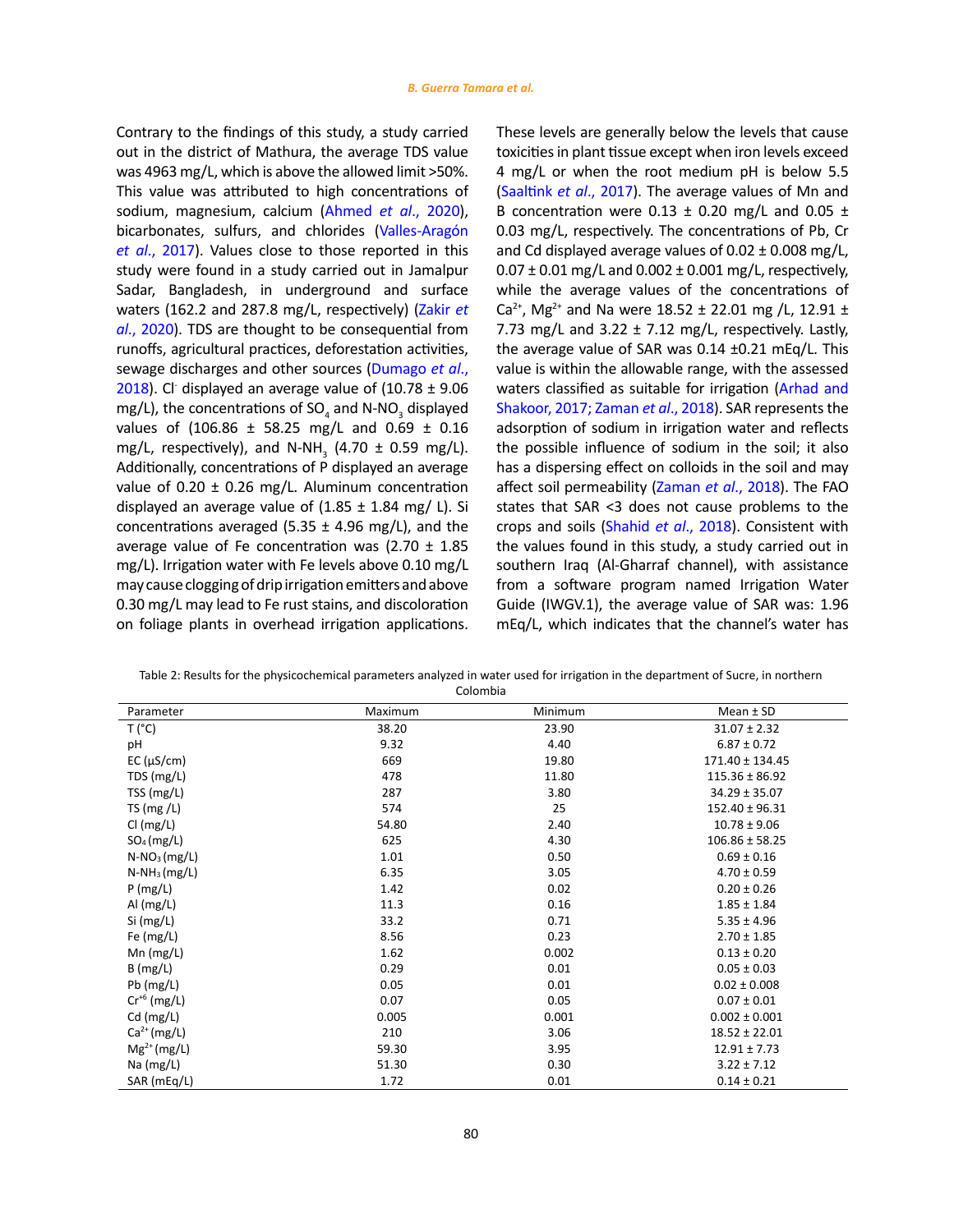Contrary to the findings of this study, a study carried out in the district of Mathura, the average TDS value was 4963 mg/L, which is above the allowed limit >50%. This value was attributed to high concentrations of sodium, magnesium, calcium (Ahmed *et al*., 2020), bicarbonates, sulfurs, and chlorides (Valles-Aragón *et al*., 2017). Values close to those reported in this study were found in a study carried out in Jamalpur Sadar, Bangladesh, in underground and surface waters (162.2 and 287.8 mg/L, respectively) (Zakir *et al*., 2020). TDS are thought to be consequential from runoffs, agricultural practices, deforestation activities, sewage discharges and other sources (Dumago *et al*., 2018). $Cl^-$ displayed an average value of (10.78 ± 9.06 mg/L), the concentrations of $SO_4$ and $N\text{-}NO_3$ displayed values of (106.86 ± 58.25 mg/L and 0.69 ± 0.16 mg/L, respectively), and $N\text{-}NH_3$ (4.70 ± 0.59 mg/L). Additionally, concentrations of P displayed an average value of 0.20 ± 0.26 mg/L. Aluminum concentration displayed an average value of (1.85 ± 1.84 mg/ L). Si concentrations averaged (5.35 ± 4.96 mg/L), and the average value of Fe concentration was (2.70 ± 1.85 mg/L). Irrigation water with Fe levels above 0.10 mg/L may cause clogging of drip irrigation emitters and above 0.30 mg/L may lead to Fe rust stains, and discoloration on foliage plants in overhead irrigation applications. These levels are generally below the levels that cause toxicities in plant tissue except when iron levels exceed 4 mg/L or when the root medium pH is below 5.5 (Saaltink *et al*., 2017). The average values of Mn and B concentration were 0.13 ± 0.20 mg/L and 0.05 ± 0.03 mg/L, respectively. The concentrations of Pb, Cr and Cd displayed average values of 0.02 ± 0.008 mg/L, 0.07 ± 0.01 mg/L and 0.002 ± 0.001 mg/L, respectively, while the average values of the concentrations of $Ca^{2+}$, $Mg^{2+}$ and Na were 18.52 ± 22.01 mg /L, 12.91 ± 7.73 mg/L and 3.22 ± 7.12 mg/L, respectively. Lastly, the average value of SAR was 0.14 ±0.21 mEq/L. This value is within the allowable range, with the assessed waters classified as suitable for irrigation (Arhad and Shakoor, 2017; Zaman *et al*., 2018). SAR represents the adsorption of sodium in irrigation water and reflects the possible influence of sodium in the soil; it also has a dispersing effect on colloids in the soil and may affect soil permeability (Zaman *et al*., 2018). The FAO states that SAR <3 does not cause problems to the crops and soils (Shahid *et al*., 2018). Consistent with the values found in this study, a study carried out in southern Iraq (Al-Gharraf channel), with assistance from a software program named Irrigation Water Guide (IWGV.1), the average value of SAR was: 1.96 mEq/L, which indicates that the channel's water has

Table 2: Results for the physicochemical parameters analyzed in water used for irrigation in the department of Sucre, in northern Colombia

| Parameter | Maximum | Minimum | Mean ± SD |
|---|---|---|---|
| T (°C) | 38.20 | 23.90 | 31.07 ± 2.32 |
| pH | 9.32 | 4.40 | 6.87 ± 0.72 |
| EC (µS/cm) | 669 | 19.80 | 171.40 ± 134.45 |
| TDS (mg/L) | 478 | 11.80 | 115.36 ± 86.92 |
| TSS (mg/L) | 287 | 3.80 | 34.29 ± 35.07 |
| TS (mg /L) | 574 | 25 | 152.40 ± 96.31 |
| Cl (mg/L) | 54.80 | 2.40 | 10.78 ± 9.06 |
| $SO_4$ (mg/L) | 625 | 4.30 | 106.86 ± 58.25 |
| $N\text{-}NO_3$ (mg/L) | 1.01 | 0.50 | 0.69 ± 0.16 |
| $N\text{-}NH_3$ (mg/L) | 6.35 | 3.05 | 4.70 ± 0.59 |
| P (mg/L) | 1.42 | 0.02 | 0.20 ± 0.26 |
| Al (mg/L) | 11.3 | 0.16 | 1.85 ± 1.84 |
| Si (mg/L) | 33.2 | 0.71 | 5.35 ± 4.96 |
| Fe (mg/L) | 8.56 | 0.23 | 2.70 ± 1.85 |
| Mn (mg/L) | 1.62 | 0.002 | 0.13 ± 0.20 |
| B (mg/L) | 0.29 | 0.01 | 0.05 ± 0.03 |
| Pb (mg/L) | 0.05 | 0.01 | 0.02 ± 0.008 |
| $Cr^{+6}$ (mg/L) | 0.07 | 0.05 | 0.07 ± 0.01 |
| Cd (mg/L) | 0.005 | 0.001 | 0.002 ± 0.001 |
| $Ca^{2+}$ (mg/L) | 210 | 3.06 | 18.52 ± 22.01 |
| $Mg^{2+}$ (mg/L) | 59.30 | 3.95 | 12.91 ± 7.73 |
| Na (mg/L) | 51.30 | 0.30 | 3.22 ± 7.12 |
| SAR (mEq/L) | 1.72 | 0.01 | 0.14 ± 0.21 |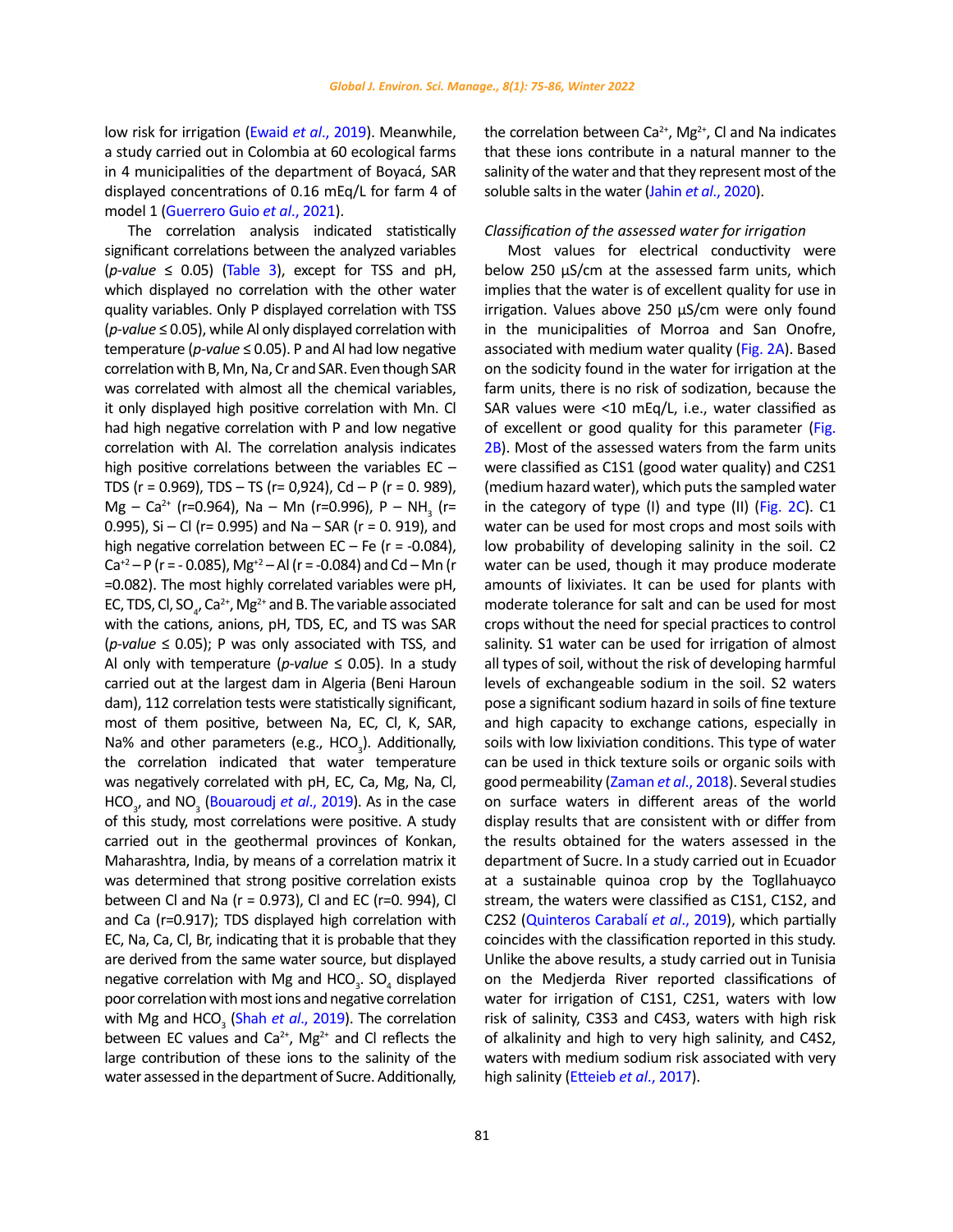low risk for irrigation (Ewaid *et al*., 2019). Meanwhile, a study carried out in Colombia at 60 ecological farms in 4 municipalities of the department of Boyacá, SAR displayed concentrations of 0.16 mEq/L for farm 4 of model 1 (Guerrero Guio *et al*., 2021).

The correlation analysis indicated statistically significant correlations between the analyzed variables (*p-value* ≤ 0.05) (Table 3), except for TSS and pH, which displayed no correlation with the other water quality variables. Only P displayed correlation with TSS (*p-value* ≤ 0.05), while Al only displayed correlation with temperature (*p-value* ≤ 0.05). P and Al had low negative correlation with B, Mn, Na, Cr and SAR. Even though SAR was correlated with almost all the chemical variables, it only displayed high positive correlation with Mn. Cl had high negative correlation with P and low negative correlation with Al. The correlation analysis indicates high positive correlations between the variables EC – TDS (r = 0.969), TDS – TS (r= 0,924), Cd – P (r = 0. 989), Mg – $Ca^{2+}$ (r=0.964), Na – Mn (r=0.996), P – $NH_3$ (r= 0.995), Si – Cl (r= 0.995) and Na – SAR (r = 0. 919), and high negative correlation between EC – Fe (r = -0.084), $Ca^{+2}$ – P (r = - 0.085), $Mg^{+2}$ – Al (r = -0.084) and Cd – Mn (r =0.082). The most highly correlated variables were pH, EC, TDS, Cl, $SO_4$, $Ca^{2+}$, $Mg^{2+}$ and B. The variable associated with the cations, anions, pH, TDS, EC, and TS was SAR (*p-value* ≤ 0.05); P was only associated with TSS, and Al only with temperature (*p-value* ≤ 0.05). In a study carried out at the largest dam in Algeria (Beni Haroun dam), 112 correlation tests were statistically significant, most of them positive, between Na, EC, Cl, K, SAR, Na% and other parameters (e.g., $HCO_3$). Additionally, the correlation indicated that water temperature was negatively correlated with pH, EC, Ca, Mg, Na, Cl, $HCO_3$, and $NO_3$ (Bouaroudj *et al*., 2019). As in the case of this study, most correlations were positive. A study carried out in the geothermal provinces of Konkan, Maharashtra, India, by means of a correlation matrix it was determined that strong positive correlation exists between Cl and Na (r = 0.973), Cl and EC (r=0. 994), Cl and Ca (r=0.917); TDS displayed high correlation with EC, Na, Ca, Cl, Br, indicating that it is probable that they are derived from the same water source, but displayed negative correlation with Mg and $HCO_3$. $SO_4$ displayed poor correlation with most ions and negative correlation with Mg and $HCO_3$ (Shah *et al*., 2019). The correlation between EC values and $Ca^{2+}$, $Mg^{2+}$ and Cl reflects the large contribution of these ions to the salinity of the water assessed in the department of Sucre. Additionally, the correlation between $Ca^{2+}$, $Mg^{2+}$, Cl and Na indicates that these ions contribute in a natural manner to the salinity of the water and that they represent most of the soluble salts in the water (Jahin *et al*., 2020).

*Classification of the assessed water for irrigation*

Most values for electrical conductivity were below 250 µS/cm at the assessed farm units, which implies that the water is of excellent quality for use in irrigation. Values above 250 µS/cm were only found in the municipalities of Morroa and San Onofre, associated with medium water quality (Fig. 2A). Based on the sodicity found in the water for irrigation at the farm units, there is no risk of sodization, because the SAR values were <10 mEq/L, i.e., water classified as of excellent or good quality for this parameter (Fig. 2B). Most of the assessed waters from the farm units were classified as C1S1 (good water quality) and C2S1 (medium hazard water), which puts the sampled water in the category of type (I) and type (II) (Fig. 2C). C1 water can be used for most crops and most soils with low probability of developing salinity in the soil. C2 water can be used, though it may produce moderate amounts of lixiviates. It can be used for plants with moderate tolerance for salt and can be used for most crops without the need for special practices to control salinity. S1 water can be used for irrigation of almost all types of soil, without the risk of developing harmful levels of exchangeable sodium in the soil. S2 waters pose a significant sodium hazard in soils of fine texture and high capacity to exchange cations, especially in soils with low lixiviation conditions. This type of water can be used in thick texture soils or organic soils with good permeability (Zaman *et al*., 2018). Several studies on surface waters in different areas of the world display results that are consistent with or differ from the results obtained for the waters assessed in the department of Sucre. In a study carried out in Ecuador at a sustainable quinoa crop by the Togllahuayco stream, the waters were classified as C1S1, C1S2, and C2S2 (Quinteros Carabalí *et al*., 2019), which partially coincides with the classification reported in this study. Unlike the above results, a study carried out in Tunisia on the Medjerda River reported classifications of water for irrigation of C1S1, C2S1, waters with low risk of salinity, C3S3 and C4S3, waters with high risk of alkalinity and high to very high salinity, and C4S2, waters with medium sodium risk associated with very high salinity (Etteieb *et al*., 2017).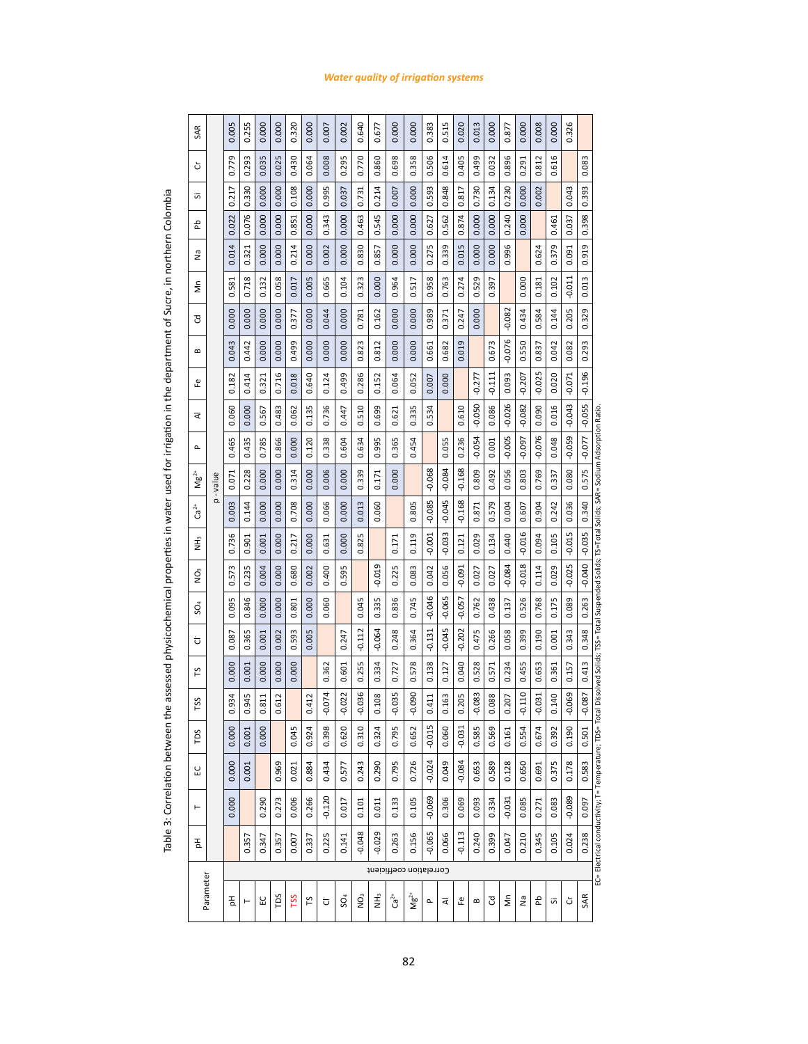Table 3: Correlation between the assessed physicochemical properties in water used for irrigation in the department of Sucre, in northern Colombia

Upper triangle (above the diagonal): p - value. Lower triangle (below the diagonal): Correlation coefficient.

| Parameter | pH | T | EC | TDS | TSS | TS | $Cl^-$ | $SO_4$ | $NO_3$ | $NH_3$ | $Ca^{2+}$ | $Mg^{2+}$ | P | Al | Fe | B | Cd | Mn | Na | Pb | Si | Cr | SAR |
|---|---|---|---|---|---|---|---|---|---|---|---|---|---|---|---|---|---|---|---|---|---|---|---|
| pH | | 0.000 | 0.000 | 0.000 | 0.934 | 0.000 | 0.087 | 0.095 | 0.573 | 0.736 | 0.003 | 0.071 | 0.465 | 0.060 | 0.182 | 0.043 | 0.000 | 0.581 | 0.014 | 0.022 | 0.217 | 0.779 | 0.005 |
| T | 0.357 | | 0.001 | 0.001 | 0.945 | 0.001 | 0.365 | 0.846 | 0.235 | 0.901 | 0.144 | 0.228 | 0.435 | 0.000 | 0.414 | 0.442 | 0.000 | 0.718 | 0.321 | 0.076 | 0.330 | 0.293 | 0.255 |
| EC | 0.347 | 0.290 | | 0.000 | 0.811 | 0.000 | 0.001 | 0.000 | 0.004 | 0.001 | 0.000 | 0.000 | 0.785 | 0.567 | 0.321 | 0.000 | 0.000 | 0.132 | 0.000 | 0.000 | 0.000 | 0.035 | 0.000 |
| TDS | 0.357 | 0.273 | 0.969 | | 0.612 | 0.000 | 0.002 | 0.000 | 0.000 | 0.000 | 0.000 | 0.000 | 0.866 | 0.483 | 0.716 | 0.000 | 0.000 | 0.058 | 0.000 | 0.000 | 0.000 | 0.025 | 0.000 |
| TSS | 0.007 | 0.006 | 0.021 | 0.045 | | 0.000 | 0.593 | 0.801 | 0.680 | 0.217 | 0.708 | 0.314 | 0.000 | 0.062 | 0.018 | 0.499 | 0.377 | 0.017 | 0.214 | 0.851 | 0.108 | 0.430 | 0.320 |
| TS | 0.337 | 0.266 | 0.884 | 0.924 | 0.412 | | 0.005 | 0.000 | 0.002 | 0.000 | 0.000 | 0.000 | 0.120 | 0.135 | 0.640 | 0.000 | 0.000 | 0.005 | 0.000 | 0.000 | 0.000 | 0.064 | 0.000 |
| $Cl^-$ | 0.225 | -0.120 | 0.434 | 0.398 | -0.074 | 0.362 | | 0.060 | 0.400 | 0.631 | 0.066 | 0.006 | 0.338 | 0.736 | 0.124 | 0.000 | 0.044 | 0.665 | 0.002 | 0.343 | 0.995 | 0.008 | 0.007 |
| $SO_4$ | 0.141 | 0.017 | 0.577 | 0.620 | -0.022 | 0.601 | 0.247 | | 0.595 | 0.000 | 0.000 | 0.000 | 0.604 | 0.447 | 0.499 | 0.000 | 0.000 | 0.104 | 0.000 | 0.000 | 0.037 | 0.295 | 0.002 |
| $NO_3$ | -0.048 | 0.101 | 0.243 | 0.310 | -0.036 | 0.255 | -0.112 | 0.045 | | 0.825 | 0.013 | 0.339 | 0.634 | 0.510 | 0.286 | 0.823 | 0.781 | 0.323 | 0.830 | 0.463 | 0.731 | 0.770 | 0.640 |
| $NH_3$ | -0.029 | 0.011 | 0.290 | 0.324 | 0.108 | 0.334 | -0.064 | 0.335 | -0.019 | | 0.060 | 0.171 | 0.995 | 0.699 | 0.152 | 0.812 | 0.162 | 0.000 | 0.857 | 0.545 | 0.214 | 0.860 | 0.677 |
| $Ca^{2+}$ | 0.263 | 0.133 | 0.795 | 0.795 | -0.035 | 0.727 | 0.248 | 0.836 | 0.225 | 0.171 | | 0.000 | 0.365 | 0.621 | 0.064 | 0.000 | 0.000 | 0.964 | 0.000 | 0.000 | 0.007 | 0.698 | 0.000 |
| $Mg^{2+}$ | 0.156 | 0.105 | 0.726 | 0.652 | -0.090 | 0.578 | 0.364 | 0.745 | 0.083 | 0.119 | 0.805 | | 0.454 | 0.335 | 0.052 | 0.000 | 0.000 | 0.517 | 0.000 | 0.000 | 0.000 | 0.358 | 0.000 |
| P | -0.065 | -0.069 | -0.024 | -0.015 | 0.411 | 0.138 | -0.131 | -0.046 | 0.042 | -0.001 | -0.085 | -0.068 | | 0.534 | 0.007 | 0.661 | 0.989 | 0.958 | 0.275 | 0.627 | 0.593 | 0.506 | 0.383 |
| Al | 0.066 | 0.306 | 0.049 | 0.060 | 0.163 | 0.127 | -0.045 | -0.065 | 0.056 | -0.033 | -0.045 | -0.084 | 0.055 | | 0.000 | 0.682 | 0.371 | 0.763 | 0.339 | 0.562 | 0.848 | 0.614 | 0.515 |
| Fe | -0.113 | 0.069 | -0.084 | -0.031 | 0.205 | 0.040 | -0.202 | -0.057 | -0.091 | 0.121 | -0.168 | -0.168 | 0.236 | 0.610 | | 0.019 | 0.247 | 0.274 | 0.015 | 0.874 | 0.817 | 0.405 | 0.020 |
| B | 0.240 | 0.093 | 0.653 | 0.585 | -0.083 | 0.528 | 0.475 | 0.762 | 0.027 | 0.029 | 0.871 | 0.809 | -0.054 | -0.050 | -0.277 | | 0.000 | 0.529 | 0.000 | 0.000 | 0.730 | 0.499 | 0.013 |
| Cd | 0.399 | 0.334 | 0.589 | 0.569 | 0.088 | 0.571 | 0.266 | 0.438 | 0.027 | 0.134 | 0.579 | 0.492 | 0.001 | 0.086 | -0.111 | 0.673 | | 0.397 | 0.000 | 0.000 | 0.134 | 0.032 | 0.000 |
| Mn | 0.047 | -0.031 | 0.128 | 0.161 | 0.207 | 0.234 | 0.058 | 0.137 | -0.084 | 0.440 | 0.004 | 0.056 | -0.005 | -0.026 | 0.093 | -0.076 | -0.082 | | 0.996 | 0.240 | 0.230 | 0.896 | 0.877 |
| Na | 0.210 | 0.085 | 0.650 | 0.554 | -0.110 | 0.455 | 0.399 | 0.526 | -0.018 | -0.016 | 0.607 | 0.803 | -0.097 | -0.082 | -0.207 | 0.550 | 0.434 | 0.000 | | 0.000 | 0.000 | 0.291 | 0.000 |
| Pb | 0.345 | 0.271 | 0.691 | 0.674 | -0.031 | 0.653 | 0.190 | 0.768 | 0.114 | 0.094 | 0.904 | 0.769 | -0.076 | 0.090 | -0.025 | 0.837 | 0.584 | 0.181 | 0.624 | | 0.002 | 0.812 | 0.008 |
| Si | 0.105 | 0.083 | 0.375 | 0.392 | 0.140 | 0.361 | 0.001 | 0.175 | 0.029 | 0.105 | 0.242 | 0.337 | 0.048 | 0.016 | 0.020 | 0.042 | 0.144 | 0.102 | 0.379 | 0.461 | | 0.616 | 0.000 |
| Cr | 0.024 | -0.089 | 0.178 | 0.190 | -0.069 | 0.157 | 0.343 | 0.089 | -0.025 | -0.015 | 0.036 | 0.080 | -0.059 | -0.043 | -0.071 | 0.082 | 0.205 | -0.011 | 0.091 | 0.037 | 0.043 | | 0.326 |
| SAR | 0.238 | 0.097 | 0.583 | 0.501 | -0.087 | 0.413 | 0.348 | 0.263 | -0.040 | -0.035 | 0.340 | 0.575 | -0.077 | -0.055 | -0.196 | 0.293 | 0.329 | 0.013 | 0.919 | 0.398 | 0.393 | 0.083 | |

EC= Electrical conductivity; T= Temperature; TDS= Total Dissolved Solids; TSS= Total Suspended Solids; TS=Total Solids; SAR= Sodium Adsorption Ratio.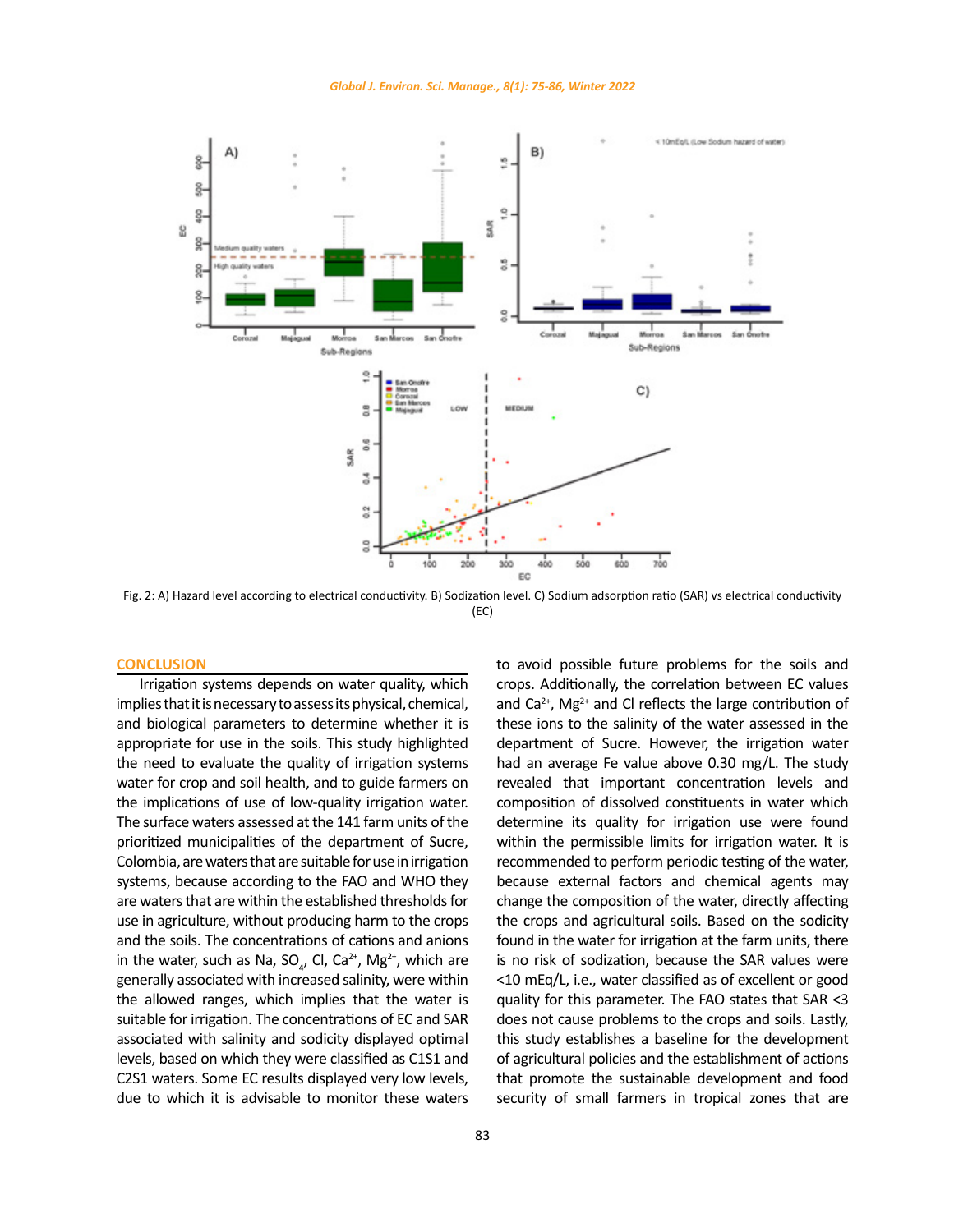Fig. 2: A) Hazard level according to electrical conductivity. B) Sodization level. C) Sodium adsorption ratio (SAR) vs electrical conductivity (EC)

## CONCLUSION

Irrigation systems depends on water quality, which implies that it is necessary to assess its physical, chemical, and biological parameters to determine whether it is appropriate for use in the soils. This study highlighted the need to evaluate the quality of irrigation systems water for crop and soil health, and to guide farmers on the implications of use of low-quality irrigation water. The surface waters assessed at the 141 farm units of the prioritized municipalities of the department of Sucre, Colombia, are waters that are suitable for use in irrigation systems, because according to the FAO and WHO they are waters that are within the established thresholds for use in agriculture, without producing harm to the crops and the soils. The concentrations of cations and anions in the water, such as Na, $SO_4$, Cl, $Ca^{2+}$, $Mg^{2+}$, which are generally associated with increased salinity, were within the allowed ranges, which implies that the water is suitable for irrigation. The concentrations of EC and SAR associated with salinity and sodicity displayed optimal levels, based on which they were classified as C1S1 and C2S1 waters. Some EC results displayed very low levels, due to which it is advisable to monitor these waters to avoid possible future problems for the soils and crops. Additionally, the correlation between EC values and $Ca^{2+}$, $Mg^{2+}$ and Cl reflects the large contribution of these ions to the salinity of the water assessed in the department of Sucre. However, the irrigation water had an average Fe value above 0.30 mg/L. The study revealed that important concentration levels and composition of dissolved constituents in water which determine its quality for irrigation use were found within the permissible limits for irrigation water. It is recommended to perform periodic testing of the water, because external factors and chemical agents may change the composition of the water, directly affecting the crops and agricultural soils. Based on the sodicity found in the water for irrigation at the farm units, there is no risk of sodization, because the SAR values were <10 mEq/L, i.e., water classified as of excellent or good quality for this parameter. The FAO states that SAR <3 does not cause problems to the crops and soils. Lastly, this study establishes a baseline for the development of agricultural policies and the establishment of actions that promote the sustainable development and food security of small farmers in tropical zones that are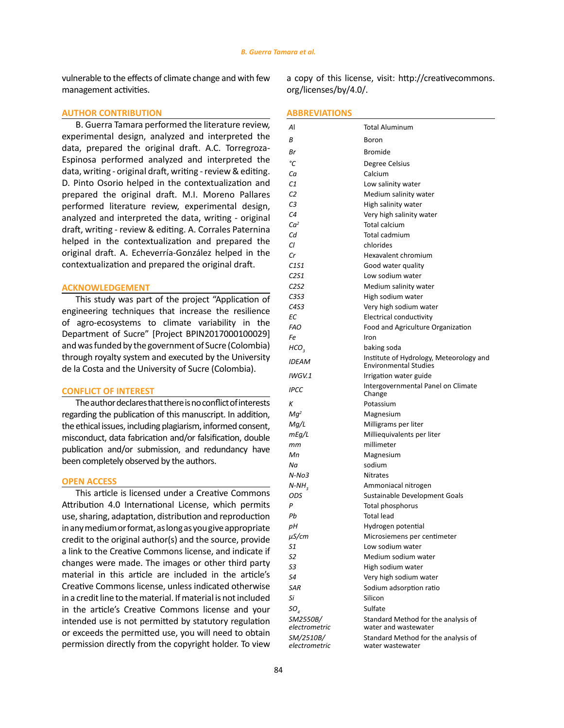vulnerable to the effects of climate change and with few management activities.

## AUTHOR CONTRIBUTION

B. Guerra Tamara performed the literature review, experimental design, analyzed and interpreted the data, prepared the original draft. A.C. Torregroza-Espinosa performed analyzed and interpreted the data, writing - original draft, writing - review & editing. D. Pinto Osorio helped in the contextualization and prepared the original draft. M.I. Moreno Pallares performed literature review, experimental design, analyzed and interpreted the data, writing - original draft, writing - review & editing. A. Corrales Paternina helped in the contextualization and prepared the original draft. A. Echeverría-González helped in the contextualization and prepared the original draft.

## ACKNOWLEDGEMENT

This study was part of the project "Application of engineering techniques that increase the resilience of agro-ecosystems to climate variability in the Department of Sucre" [Project BPIN2017000100029] and was funded by the government of Sucre (Colombia) through royalty system and executed by the University de la Costa and the University of Sucre (Colombia).

## CONFLICT OF INTEREST

The author declares that there is no conflict of interests regarding the publication of this manuscript. In addition, the ethical issues, including plagiarism, informed consent, misconduct, data fabrication and/or falsification, double publication and/or submission, and redundancy have been completely observed by the authors.

## OPEN ACCESS

This article is licensed under a Creative Commons Attribution 4.0 International License, which permits use, sharing, adaptation, distribution and reproduction in any medium or format, as long as you give appropriate credit to the original author(s) and the source, provide a link to the Creative Commons license, and indicate if changes were made. The images or other third party material in this article are included in the article's Creative Commons license, unless indicated otherwise in a credit line to the material. If material is not included in the article's Creative Commons license and your intended use is not permitted by statutory regulation or exceeds the permitted use, you will need to obtain permission directly from the copyright holder. To view a copy of this license, visit: http://creativecommons.org/licenses/by/4.0/.

## ABBREVIATIONS

| | |
|---|---|
| *Al* | Total Aluminum |
| *B* | Boron |
| *Br* | Bromide |
| *°C* | Degree Celsius |
| *Ca* | Calcium |
| *C1* | Low salinity water |
| *C2* | Medium salinity water |
| *C3* | High salinity water |
| *C4* | Very high salinity water |
| $Ca^2$ | Total calcium |
| *Cd* | Total cadmium |
| *Cl* | chlorides |
| *Cr* | Hexavalent chromium |
| *C1S1* | Good water quality |
| *C2S1* | Low sodium water |
| *C2S2* | Medium salinity water |
| *C3S3* | High sodium water |
| *C4S3* | Very high sodium water |
| *EC* | Electrical conductivity |
| *FAO* | Food and Agriculture Organization |
| *Fe* | Iron |
| $HCO_3$ | baking soda |
| *IDEAM* | Institute of Hydrology, Meteorology and Environmental Studies |
| *IWGV.1* | Irrigation water guide |
| *IPCC* | Intergovernmental Panel on Climate Change |
| *K* | Potassium |
| $Mg^2$ | Magnesium |
| *Mg/L* | Milligrams per liter |
| *mEg/L* | Milliequivalents per liter |
| *mm* | millimeter |
| *Mn* | Magnesium |
| *Na* | sodium |
| *N-No3* | Nitrates |
| $N\text{-}NH_3$ | Ammoniacal nitrogen |
| *ODS* | Sustainable Development Goals |
| *P* | Total phosphorus |
| *Pb* | Total lead |
| *pH* | Hydrogen potential |
| *µS/cm* | Microsiemens per centimeter |
| *S1* | Low sodium water |
| *S2* | Medium sodium water |
| *S3* | High sodium water |
| *S4* | Very high sodium water |
| *SAR* | Sodium adsorption ratio |
| *Si* | Silicon |
| $SO_4$ | Sulfate |
| *SM2550B/ electrometric* | Standard Method for the analysis of water and wastewater |
| *SM/2510B/ electrometric* | Standard Method for the analysis of water wastewater |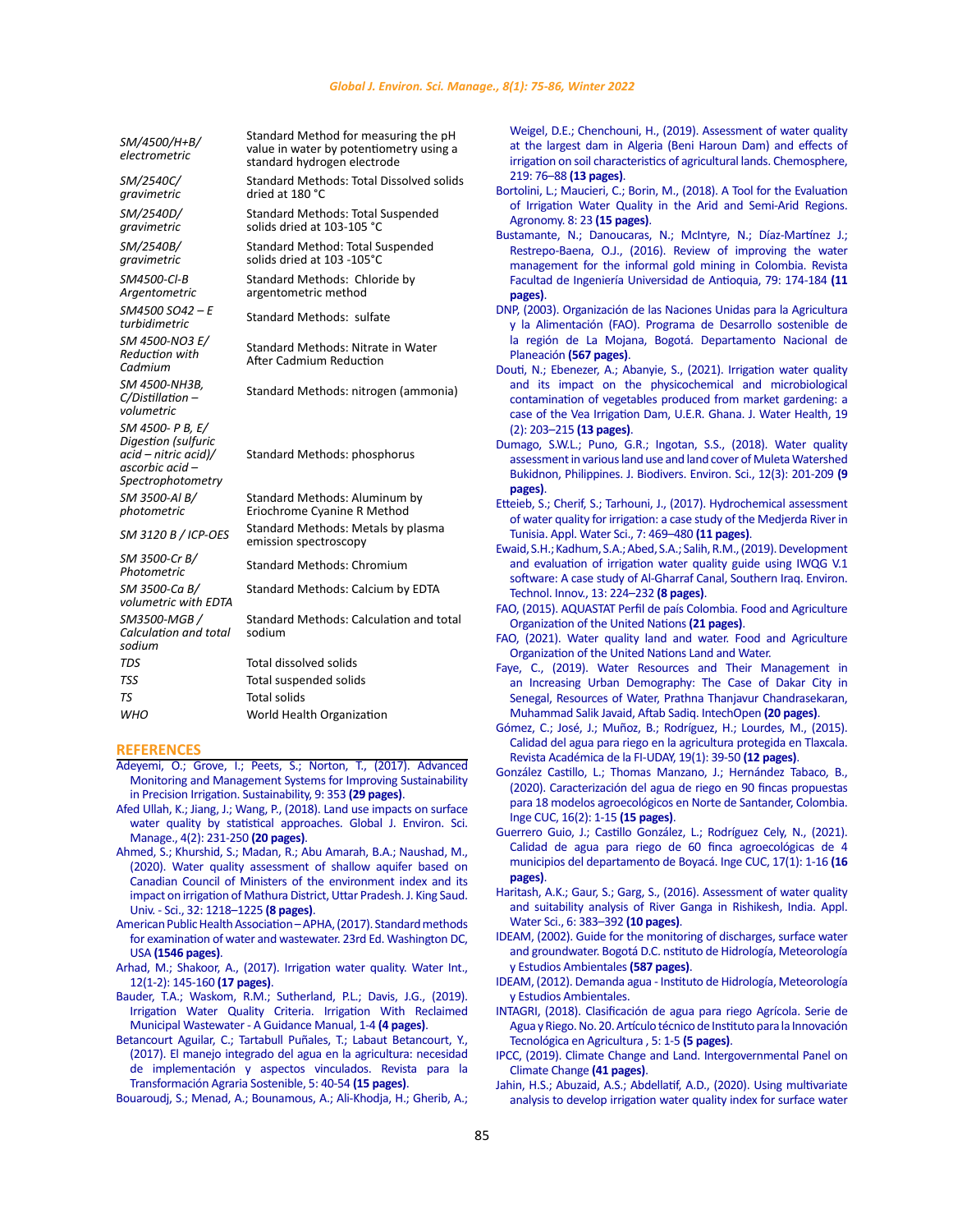| | |
|---|---|
| *SM/4500/H+B/ electrometric* | Standard Method for measuring the pH value in water by potentiometry using a standard hydrogen electrode |
| *SM/2540C/ gravimetric* | Standard Methods: Total Dissolved solids dried at 180 °C |
| *SM/2540D/ gravimetric* | Standard Methods: Total Suspended solids dried at 103-105 °C |
| *SM/2540B/ gravimetric* | Standard Method: Total Suspended solids dried at 103 -105°C |
| *SM4500-Cl-B Argentometric* | Standard Methods: Chloride by argentometric method |
| *SM4500 SO42 – E turbidimetric* | Standard Methods: sulfate |
| *SM 4500-NO3 E/ Reduction with Cadmium* | Standard Methods: Nitrate in Water After Cadmium Reduction |
| *SM 4500-NH3B, C/Distillation – volumetric* | Standard Methods: nitrogen (ammonia) |
| *SM 4500- P B, E/ Digestion (sulfuric acid – nitric acid)/ ascorbic acid – Spectrophotometry* | Standard Methods: phosphorus |
| *SM 3500-Al B/ photometric* | Standard Methods: Aluminum by Eriochrome Cyanine R Method |
| *SM 3120 B / ICP-OES* | Standard Methods: Metals by plasma emission spectroscopy |
| *SM 3500-Cr B/ Photometric* | Standard Methods: Chromium |
| *SM 3500-Ca B/ volumetric with EDTA* | Standard Methods: Calcium by EDTA |
| *SM3500-MGB / Calculation and total sodium* | Standard Methods: Calculation and total sodium |
| *TDS* | Total dissolved solids |
| *TSS* | Total suspended solids |
| *TS* | Total solids |
| *WHO* | World Health Organization |

## REFERENCES

Adeyemi, O.; Grove, I.; Peets, S.; Norton, T., (2017). Advanced Monitoring and Management Systems for Improving Sustainability in Precision Irrigation. Sustainability, 9: 353 **(29 pages)**.

Afed Ullah, K.; Jiang, J.; Wang, P., (2018). Land use impacts on surface water quality by statistical approaches. Global J. Environ. Sci. Manage., 4(2): 231-250 **(20 pages)**.

Ahmed, S.; Khurshid, S.; Madan, R.; Abu Amarah, B.A.; Naushad, M., (2020). Water quality assessment of shallow aquifer based on Canadian Council of Ministers of the environment index and its impact on irrigation of Mathura District, Uttar Pradesh. J. King Saud. Univ. - Sci., 32: 1218–1225 **(8 pages)**.

American Public Health Association – APHA, (2017). Standard methods for examination of water and wastewater. 23rd Ed. Washington DC, USA **(1546 pages)**.

Arhad, M.; Shakoor, A., (2017). Irrigation water quality. Water Int., 12(1-2): 145-160 **(17 pages)**.

Bauder, T.A.; Waskom, R.M.; Sutherland, P.L.; Davis, J.G., (2019). Irrigation Water Quality Criteria. Irrigation With Reclaimed Municipal Wastewater - A Guidance Manual, 1-4 **(4 pages)**.

Betancourt Aguilar, C.; Tartabull Puñales, T.; Labaut Betancourt, Y., (2017). El manejo integrado del agua en la agricultura: necesidad de implementación y aspectos vinculados. Revista para la Transformación Agraria Sostenible, 5: 40-54 **(15 pages)**.

Bouaroudj, S.; Menad, A.; Bounamous, A.; Ali-Khodja, H.; Gherib, A.; Weigel, D.E.; Chenchouni, H., (2019). Assessment of water quality at the largest dam in Algeria (Beni Haroun Dam) and effects of irrigation on soil characteristics of agricultural lands. Chemosphere, 219: 76–88 **(13 pages)**.

Bortolini, L.; Maucieri, C.; Borin, M., (2018). A Tool for the Evaluation of Irrigation Water Quality in the Arid and Semi-Arid Regions. Agronomy. 8: 23 **(15 pages)**.

Bustamante, N.; Danoucaras, N.; McIntyre, N.; Díaz-Martínez J.; Restrepo-Baena, O.J., (2016). Review of improving the water management for the informal gold mining in Colombia. Revista Facultad de Ingeniería Universidad de Antioquia, 79: 174-184 **(11 pages)**.

DNP, (2003). Organización de las Naciones Unidas para la Agricultura y la Alimentación (FAO). Programa de Desarrollo sostenible de la región de La Mojana, Bogotá. Departamento Nacional de Planeación **(567 pages)**.

Douti, N.; Ebenezer, A.; Abanyie, S., (2021). Irrigation water quality and its impact on the physicochemical and microbiological contamination of vegetables produced from market gardening: a case of the Vea Irrigation Dam, U.E.R. Ghana. J. Water Health, 19 (2): 203–215 **(13 pages)**.

Dumago, S.W.L.; Puno, G.R.; Ingotan, S.S., (2018). Water quality assessment in various land use and land cover of Muleta Watershed Bukidnon, Philippines. J. Biodivers. Environ. Sci., 12(3): 201-209 **(9 pages)**.

Etteieb, S.; Cherif, S.; Tarhouni, J., (2017). Hydrochemical assessment of water quality for irrigation: a case study of the Medjerda River in Tunisia. Appl. Water Sci., 7: 469–480 **(11 pages)**.

Ewaid, S.H.; Kadhum, S.A.; Abed, S.A.; Salih, R.M., (2019). Development and evaluation of irrigation water quality guide using IWQG V.1 software: A case study of Al-Gharraf Canal, Southern Iraq. Environ. Technol. Innov., 13: 224–232 **(8 pages)**.

FAO, (2015). AQUASTAT Perfil de país Colombia. Food and Agriculture Organization of the United Nations **(21 pages)**.

FAO, (2021). Water quality land and water. Food and Agriculture Organization of the United Nations Land and Water.

Faye, C., (2019). Water Resources and Their Management in an Increasing Urban Demography: The Case of Dakar City in Senegal, Resources of Water, Prathna Thanjavur Chandrasekaran, Muhammad Salik Javaid, Aftab Sadiq. IntechOpen **(20 pages)**.

Gómez, C.; José, J.; Muñoz, B.; Rodríguez, H.; Lourdes, M., (2015). Calidad del agua para riego en la agricultura protegida en Tlaxcala. Revista Académica de la FI-UDAY, 19(1): 39-50 **(12 pages)**.

González Castillo, L.; Thomas Manzano, J.; Hernández Tabaco, B., (2020). Caracterización del agua de riego en 90 fincas propuestas para 18 modelos agroecológicos en Norte de Santander, Colombia. Inge CUC, 16(2): 1-15 **(15 pages)**.

Guerrero Guio, J.; Castillo González, L.; Rodríguez Cely, N., (2021). Calidad de agua para riego de 60 finca agroecológicas de 4 municipios del departamento de Boyacá. Inge CUC, 17(1): 1-16 **(16 pages)**.

Haritash, A.K.; Gaur, S.; Garg, S., (2016). Assessment of water quality and suitability analysis of River Ganga in Rishikesh, India. Appl. Water Sci., 6: 383–392 **(10 pages)**.

IDEAM, (2002). Guide for the monitoring of discharges, surface water and groundwater. Bogotá D.C. nstituto de Hidrología, Meteorología y Estudios Ambientales **(587 pages)**.

IDEAM, (2012). Demanda agua - Instituto de Hidrología, Meteorología y Estudios Ambientales.

INTAGRI, (2018). Clasificación de agua para riego Agrícola. Serie de Agua y Riego. No. 20. Artículo técnico de Instituto para la Innovación Tecnológica en Agricultura , 5: 1-5 **(5 pages)**.

IPCC, (2019). Climate Change and Land. Intergovernmental Panel on Climate Change **(41 pages)**.

Jahin, H.S.; Abuzaid, A.S.; Abdellatif, A.D., (2020). Using multivariate analysis to develop irrigation water quality index for surface water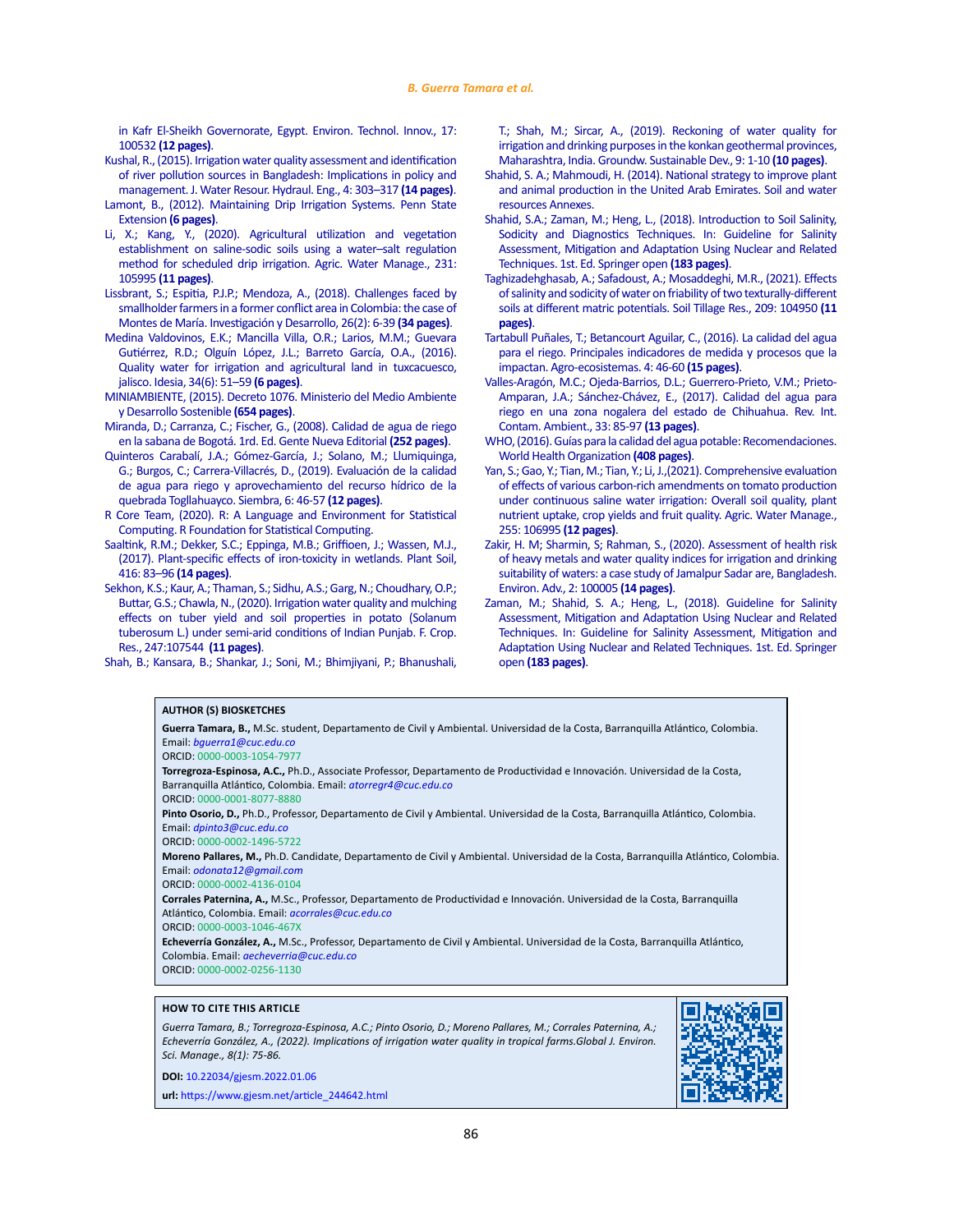in Kafr El-Sheikh Governorate, Egypt. Environ. Technol. Innov., 17: 100532 **(12 pages)**.

Kushal, R., (2015). Irrigation water quality assessment and identification of river pollution sources in Bangladesh: Implications in policy and management. J. Water Resour. Hydraul. Eng., 4: 303–317 **(14 pages)**.

Lamont, B., (2012). Maintaining Drip Irrigation Systems. Penn State Extension **(6 pages)**.

Li, X.; Kang, Y., (2020). Agricultural utilization and vegetation establishment on saline-sodic soils using a water–salt regulation method for scheduled drip irrigation. Agric. Water Manage., 231: 105995 **(11 pages)**.

Lissbrant, S.; Espitia, P.J.P.; Mendoza, A., (2018). Challenges faced by smallholder farmers in a former conflict area in Colombia: the case of Montes de María. Investigación y Desarrollo, 26(2): 6-39 **(34 pages)**.

Medina Valdovinos, E.K.; Mancilla Villa, O.R.; Larios, M.M.; Guevara Gutiérrez, R.D.; Olguín López, J.L.; Barreto García, O.A., (2016). Quality water for irrigation and agricultural land in tuxcacuesco, jalisco. Idesia, 34(6): 51–59 **(6 pages)**.

MINIAMBIENTE, (2015). Decreto 1076. Ministerio del Medio Ambiente y Desarrollo Sostenible **(654 pages)**.

Miranda, D.; Carranza, C.; Fischer, G., (2008). Calidad de agua de riego en la sabana de Bogotá. 1rd. Ed. Gente Nueva Editorial **(252 pages)**.

Quinteros Carabalí, J.A.; Gómez-García, J.; Solano, M.; Llumiquinga, G.; Burgos, C.; Carrera-Villacrés, D., (2019). Evaluación de la calidad de agua para riego y aprovechamiento del recurso hídrico de la quebrada Togllahuayco. Siembra, 6: 46-57 **(12 pages)**.

R Core Team, (2020). R: A Language and Environment for Statistical Computing. R Foundation for Statistical Computing.

Saaltink, R.M.; Dekker, S.C.; Eppinga, M.B.; Griffioen, J.; Wassen, M.J., (2017). Plant-specific effects of iron-toxicity in wetlands. Plant Soil, 416: 83–96 **(14 pages)**.

Sekhon, K.S.; Kaur, A.; Thaman, S.; Sidhu, A.S.; Garg, N.; Choudhary, O.P.; Buttar, G.S.; Chawla, N., (2020). Irrigation water quality and mulching effects on tuber yield and soil properties in potato (Solanum tuberosum L.) under semi-arid conditions of Indian Punjab. F. Crop. Res., 247:107544 **(11 pages)**.

Shah, B.; Kansara, B.; Shankar, J.; Soni, M.; Bhimjiyani, P.; Bhanushali, T.; Shah, M.; Sircar, A., (2019). Reckoning of water quality for irrigation and drinking purposes in the konkan geothermal provinces, Maharashtra, India. Groundw. Sustainable Dev., 9: 1-10 **(10 pages)**.

Shahid, S. A.; Mahmoudi, H. (2014). National strategy to improve plant and animal production in the United Arab Emirates. Soil and water resources Annexes.

Shahid, S.A.; Zaman, M.; Heng, L., (2018). Introduction to Soil Salinity, Sodicity and Diagnostics Techniques. In: Guideline for Salinity Assessment, Mitigation and Adaptation Using Nuclear and Related Techniques. 1st. Ed. Springer open **(183 pages)**.

Taghizadehghasab, A.; Safadoust, A.; Mosaddeghi, M.R., (2021). Effects of salinity and sodicity of water on friability of two texturally-different soils at different matric potentials. Soil Tillage Res., 209: 104950 **(11 pages)**.

Tartabull Puñales, T.; Betancourt Aguilar, C., (2016). La calidad del agua para el riego. Principales indicadores de medida y procesos que la impactan. Agro-ecosistemas. 4: 46-60 **(15 pages)**.

Valles-Aragón, M.C.; Ojeda-Barrios, D.L.; Guerrero-Prieto, V.M.; Prieto-Amparan, J.A.; Sánchez-Chávez, E., (2017). Calidad del agua para riego en una zona nogalera del estado de Chihuahua. Rev. Int. Contam. Ambient., 33: 85-97 **(13 pages)**.

WHO, (2016). Guías para la calidad del agua potable: Recomendaciones. World Health Organization **(408 pages)**.

Yan, S.; Gao, Y.; Tian, M.; Tian, Y.; Li, J.,(2021). Comprehensive evaluation of effects of various carbon-rich amendments on tomato production under continuous saline water irrigation: Overall soil quality, plant nutrient uptake, crop yields and fruit quality. Agric. Water Manage., 255: 106995 **(12 pages)**.

Zakir, H. M; Sharmin, S; Rahman, S., (2020). Assessment of health risk of heavy metals and water quality indices for irrigation and drinking suitability of waters: a case study of Jamalpur Sadar are, Bangladesh. Environ. Adv., 2: 100005 **(14 pages)**.

Zaman, M.; Shahid, S. A.; Heng, L., (2018). Guideline for Salinity Assessment, Mitigation and Adaptation Using Nuclear and Related Techniques. In: Guideline for Salinity Assessment, Mitigation and Adaptation Using Nuclear and Related Techniques. 1st. Ed. Springer open **(183 pages)**.

**AUTHOR (S) BIOSKETCHES**

**Guerra Tamara, B.,** M.Sc. student, Departamento de Civil y Ambiental. Universidad de la Costa, Barranquilla Atlántico, Colombia.
Email: *bguerra1@cuc.edu.co*
ORCID: 0000-0003-1054-7977

**Torregroza-Espinosa, A.C.,** Ph.D., Associate Professor, Departamento de Productividad e Innovación. Universidad de la Costa, Barranquilla Atlántico, Colombia. Email: *atorregr4@cuc.edu.co*
ORCID: 0000-0001-8077-8880

**Pinto Osorio, D.,** Ph.D., Professor, Departamento de Civil y Ambiental. Universidad de la Costa, Barranquilla Atlántico, Colombia.
Email: *dpinto3@cuc.edu.co*
ORCID: 0000-0002-1496-5722

**Moreno Pallares, M.,** Ph.D. Candidate, Departamento de Civil y Ambiental. Universidad de la Costa, Barranquilla Atlántico, Colombia.
Email: *odonata12@gmail.com*
ORCID: 0000-0002-4136-0104

**Corrales Paternina, A.,** M.Sc., Professor, Departamento de Productividad e Innovación. Universidad de la Costa, Barranquilla Atlántico, Colombia. Email: *acorrales@cuc.edu.co*
ORCID: 0000-0003-1046-467X

**Echeverría González, A.,** M.Sc., Professor, Departamento de Civil y Ambiental. Universidad de la Costa, Barranquilla Atlántico, Colombia. Email: *aecheverria@cuc.edu.co*
ORCID: 0000-0002-0256-1130

**HOW TO CITE THIS ARTICLE**

*Guerra Tamara, B.; Torregroza-Espinosa, A.C.; Pinto Osorio, D.; Moreno Pallares, M.; Corrales Paternina, A.; Echeverría González, A., (2022). Implications of irrigation water quality in tropical farms.Global J. Environ. Sci. Manage., 8(1): 75-86.*

**DOI:** 10.22034/gjesm.2022.01.06

**url:** https://www.gjesm.net/article_244642.html